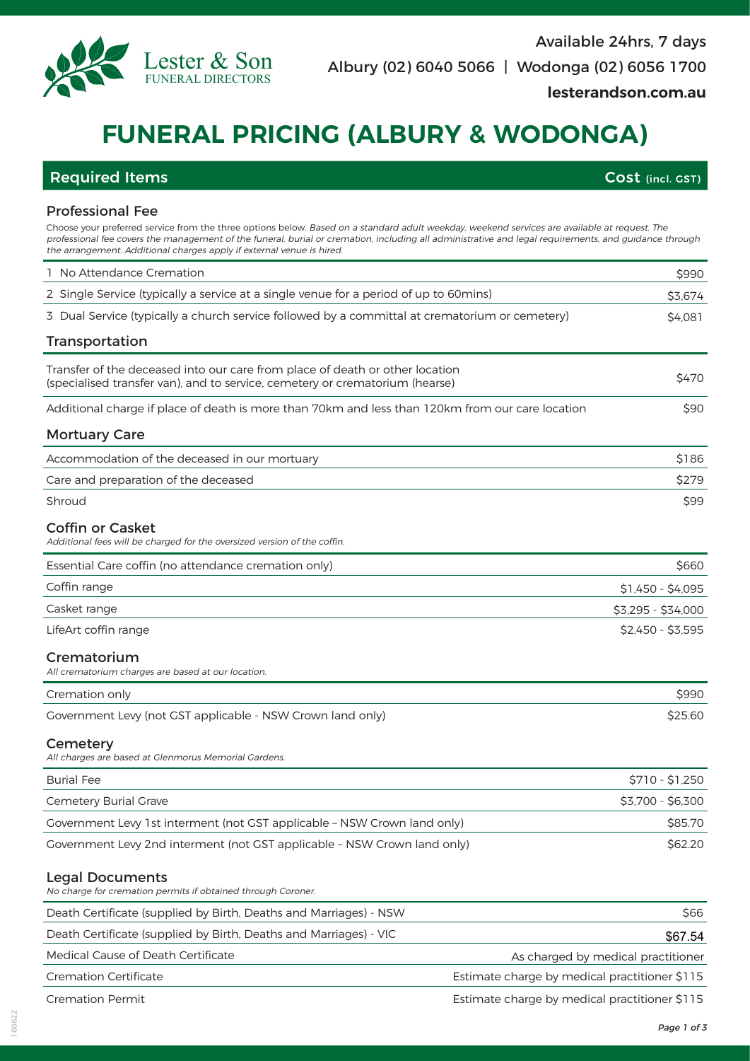Lester & Son
FUNERAL DIRECTORS

Available 24hrs, 7 days
Albury (02) 6040 5066 | Wodonga (02) 6056 1700
**lesterandson.com.au**

# FUNERAL PRICING (ALBURY & WODONGA)

| Required Items | Cost (incl. GST) |
|---|---|

## Professional Fee

Choose your preferred service from the three options below. *Based on a standard adult weekday, weekend services are available at request. The professional fee covers the management of the funeral, burial or cremation, including all administrative and legal requirements, and guidance through the arrangement. Additional charges apply if external venue is hired.*

| Item | Cost |
|---|---|
| 1 No Attendance Cremation | $990 |
| 2 Single Service (typically a service at a single venue for a period of up to 60mins) | $3,674 |
| 3 Dual Service (typically a church service followed by a committal at crematorium or cemetery) | $4,081 |

## Transportation

| Item | Cost |
|---|---|
| Transfer of the deceased into our care from place of death or other location (specialised transfer van), and to service, cemetery or crematorium (hearse) | $470 |
| Additional charge if place of death is more than 70km and less than 120km from our care location | $90 |

## Mortuary Care

| Item | Cost |
|---|---|
| Accommodation of the deceased in our mortuary | $186 |
| Care and preparation of the deceased | $279 |
| Shroud | $99 |

## Coffin or Casket

*Additional fees will be charged for the oversized version of the coffin.*

| Item | Cost |
|---|---|
| Essential Care coffin (no attendance cremation only) | $660 |
| Coffin range | $1,450 - $4,095 |
| Casket range | $3,295 - $34,000 |
| LifeArt coffin range | $2,450 - $3,595 |

## Crematorium

*All crematorium charges are based at our location.*

| Item | Cost |
|---|---|
| Cremation only | $990 |
| Government Levy (not GST applicable - NSW Crown land only) | $25.60 |

## Cemetery

*All charges are based at Glenmorus Memorial Gardens.*

| Item | Cost |
|---|---|
| Burial Fee | $710 - $1,250 |
| Cemetery Burial Grave | $3,700 - $6,300 |
| Government Levy 1st interment (not GST applicable – NSW Crown land only) | $85.70 |
| Government Levy 2nd interment (not GST applicable – NSW Crown land only) | $62.20 |

## Legal Documents

*No charge for cremation permits if obtained through Coroner.*

| Item | Cost |
|---|---|
| Death Certificate (supplied by Birth, Deaths and Marriages) - NSW | $66 |
| Death Certificate (supplied by Birth, Deaths and Marriages) - VIC | $67.54 |
| Medical Cause of Death Certificate | As charged by medical practitioner |
| Cremation Certificate | Estimate charge by medical practitioner $115 |
| Cremation Permit | Estimate charge by medical practitioner $115 |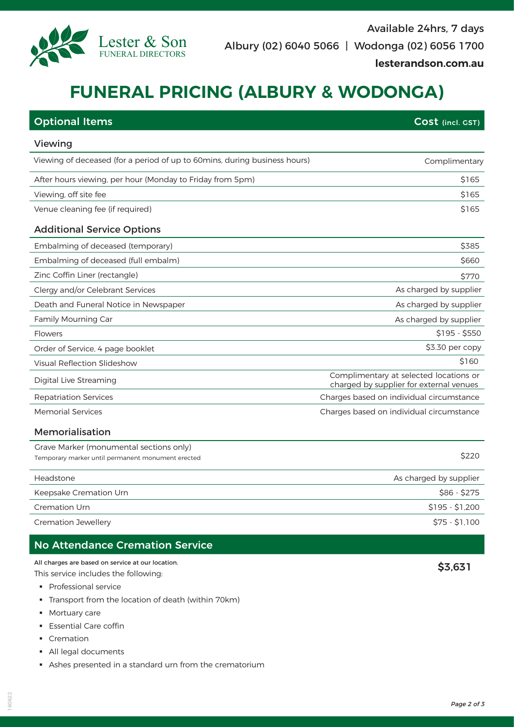Lester & Son
FUNERAL DIRECTORS

Available 24hrs, 7 days
Albury (02) 6040 5066 | Wodonga (02) 6056 1700
**lesterandson.com.au**

# FUNERAL PRICING (ALBURY & WODONGA)

| Optional Items | Cost (incl. GST) |
|---|---|
| **Viewing** | |
| Viewing of deceased (for a period of up to 60mins, during business hours) | Complimentary |
| After hours viewing, per hour (Monday to Friday from 5pm) | $165 |
| Viewing, off site fee | $165 |
| Venue cleaning fee (if required) | $165 |
| **Additional Service Options** | |
| Embalming of deceased (temporary) | $385 |
| Embalming of deceased (full embalm) | $660 |
| Zinc Coffin Liner (rectangle) | $770 |
| Clergy and/or Celebrant Services | As charged by supplier |
| Death and Funeral Notice in Newspaper | As charged by supplier |
| Family Mourning Car | As charged by supplier |
| Flowers | $195 - $550 |
| Order of Service, 4 page booklet | $3.30 per copy |
| Visual Reflection Slideshow | $160 |
| Digital Live Streaming | Complimentary at selected locations or charged by supplier for external venues |
| Repatriation Services | Charges based on individual circumstance |
| Memorial Services | Charges based on individual circumstance |
| **Memorialisation** | |
| Grave Marker (monumental sections only) Temporary marker until permanent monument erected | $220 |
| Headstone | As charged by supplier |
| Keepsake Cremation Urn | $86 - $275 |
| Cremation Urn | $195 - $1,200 |
| Cremation Jewellery | $75 - $1,100 |

## No Attendance Cremation Service

**$3,631**

All charges are based on service at our location.
This service includes the following:

- Professional service
- Transport from the location of death (within 70km)
- Mortuary care
- Essential Care coffin
- Cremation
- All legal documents
- Ashes presented in a standard urn from the crematorium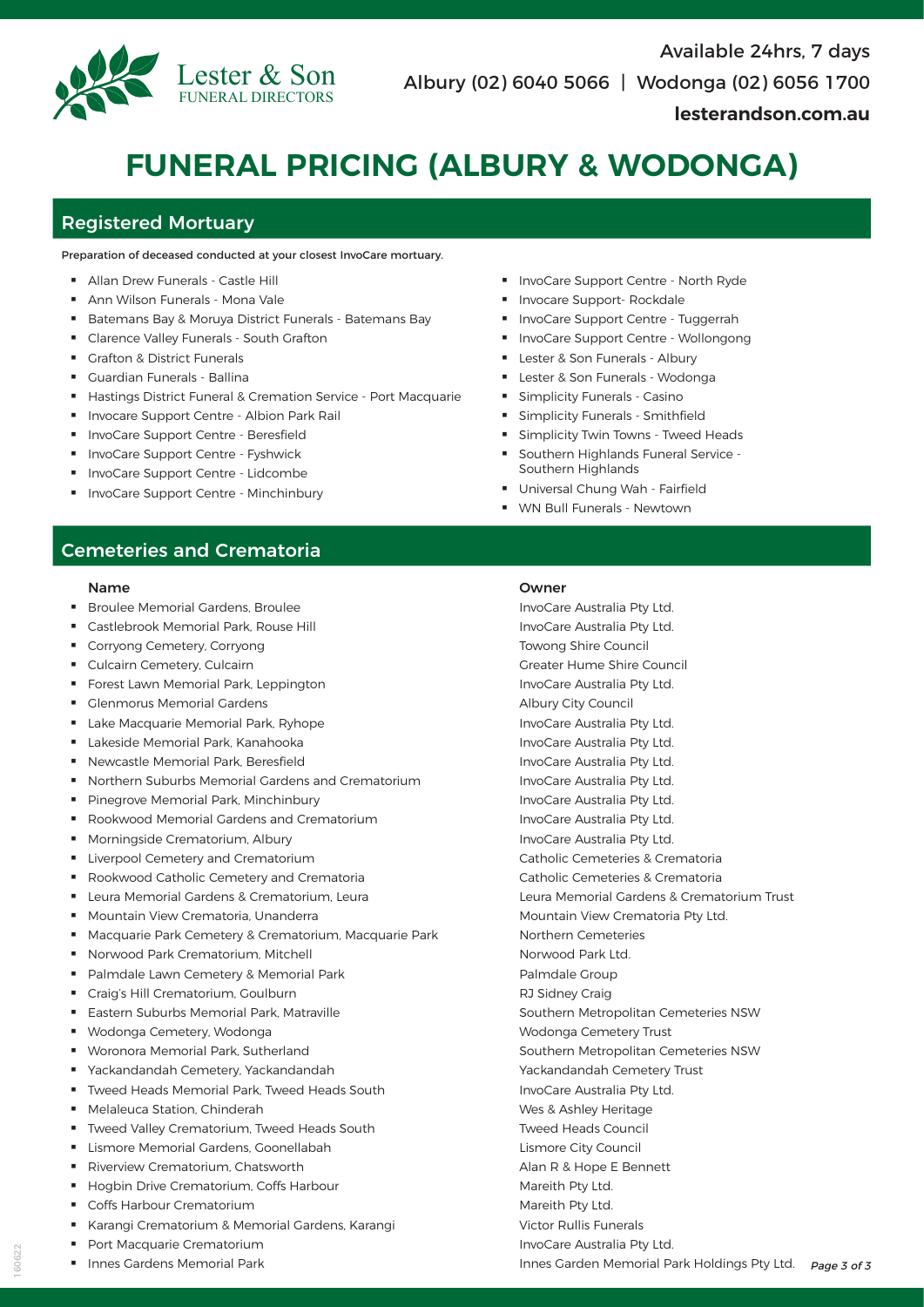Lester & Son FUNERAL DIRECTORS

Available 24hrs, 7 days

Albury (02) 6040 5066 | Wodonga (02) 6056 1700

**lesterandson.com.au**

# FUNERAL PRICING (ALBURY & WODONGA)

## Registered Mortuary

Preparation of deceased conducted at your closest InvoCare mortuary.

- Allan Drew Funerals - Castle Hill
- Ann Wilson Funerals - Mona Vale
- Batemans Bay & Moruya District Funerals - Batemans Bay
- Clarence Valley Funerals - South Grafton
- Grafton & District Funerals
- Guardian Funerals - Ballina
- Hastings District Funeral & Cremation Service - Port Macquarie
- Invocare Support Centre - Albion Park Rail
- InvoCare Support Centre - Beresfield
- InvoCare Support Centre - Fyshwick
- InvoCare Support Centre - Lidcombe
- InvoCare Support Centre - Minchinbury
- InvoCare Support Centre - North Ryde
- Invocare Support- Rockdale
- InvoCare Support Centre - Tuggerrah
- InvoCare Support Centre - Wollongong
- Lester & Son Funerals - Albury
- Lester & Son Funerals - Wodonga
- Simplicity Funerals - Casino
- Simplicity Funerals - Smithfield
- Simplicity Twin Towns - Tweed Heads
- Southern Highlands Funeral Service - Southern Highlands
- Universal Chung Wah - Fairfield
- WN Bull Funerals - Newtown

## Cemeteries and Crematoria

| Name | Owner |
|---|---|
| Broulee Memorial Gardens, Broulee | InvoCare Australia Pty Ltd. |
| Castlebrook Memorial Park, Rouse Hill | InvoCare Australia Pty Ltd. |
| Corryong Cemetery, Corryong | Towong Shire Council |
| Culcairn Cemetery, Culcairn | Greater Hume Shire Council |
| Forest Lawn Memorial Park, Leppington | InvoCare Australia Pty Ltd. |
| Glenmorus Memorial Gardens | Albury City Council |
| Lake Macquarie Memorial Park, Ryhope | InvoCare Australia Pty Ltd. |
| Lakeside Memorial Park, Kanahooka | InvoCare Australia Pty Ltd. |
| Newcastle Memorial Park, Beresfield | InvoCare Australia Pty Ltd. |
| Northern Suburbs Memorial Gardens and Crematorium | InvoCare Australia Pty Ltd. |
| Pinegrove Memorial Park, Minchinbury | InvoCare Australia Pty Ltd. |
| Rookwood Memorial Gardens and Crematorium | InvoCare Australia Pty Ltd. |
| Morningside Crematorium, Albury | InvoCare Australia Pty Ltd. |
| Liverpool Cemetery and Crematorium | Catholic Cemeteries & Crematoria |
| Rookwood Catholic Cemetery and Crematoria | Catholic Cemeteries & Crematoria |
| Leura Memorial Gardens & Crematorium, Leura | Leura Memorial Gardens & Crematorium Trust |
| Mountain View Crematoria, Unanderra | Mountain View Crematoria Pty Ltd. |
| Macquarie Park Cemetery & Crematorium, Macquarie Park | Northern Cemeteries |
| Norwood Park Crematorium, Mitchell | Norwood Park Ltd. |
| Palmdale Lawn Cemetery & Memorial Park | Palmdale Group |
| Craig's Hill Crematorium, Goulburn | RJ Sidney Craig |
| Eastern Suburbs Memorial Park, Matraville | Southern Metropolitan Cemeteries NSW |
| Wodonga Cemetery, Wodonga | Wodonga Cemetery Trust |
| Woronora Memorial Park, Sutherland | Southern Metropolitan Cemeteries NSW |
| Yackandandah Cemetery, Yackandandah | Yackandandah Cemetery Trust |
| Tweed Heads Memorial Park, Tweed Heads South | InvoCare Australia Pty Ltd. |
| Melaleuca Station, Chinderah | Wes & Ashley Heritage |
| Tweed Valley Crematorium, Tweed Heads South | Tweed Heads Council |
| Lismore Memorial Gardens, Goonellabah | Lismore City Council |
| Riverview Crematorium, Chatsworth | Alan R & Hope E Bennett |
| Hogbin Drive Crematorium, Coffs Harbour | Mareith Pty Ltd. |
| Coffs Harbour Crematorium | Mareith Pty Ltd. |
| Karangi Crematorium & Memorial Gardens, Karangi | Victor Rullis Funerals |
| Port Macquarie Crematorium | InvoCare Australia Pty Ltd. |
| Innes Gardens Memorial Park | Innes Garden Memorial Park Holdings Pty Ltd. |

160622